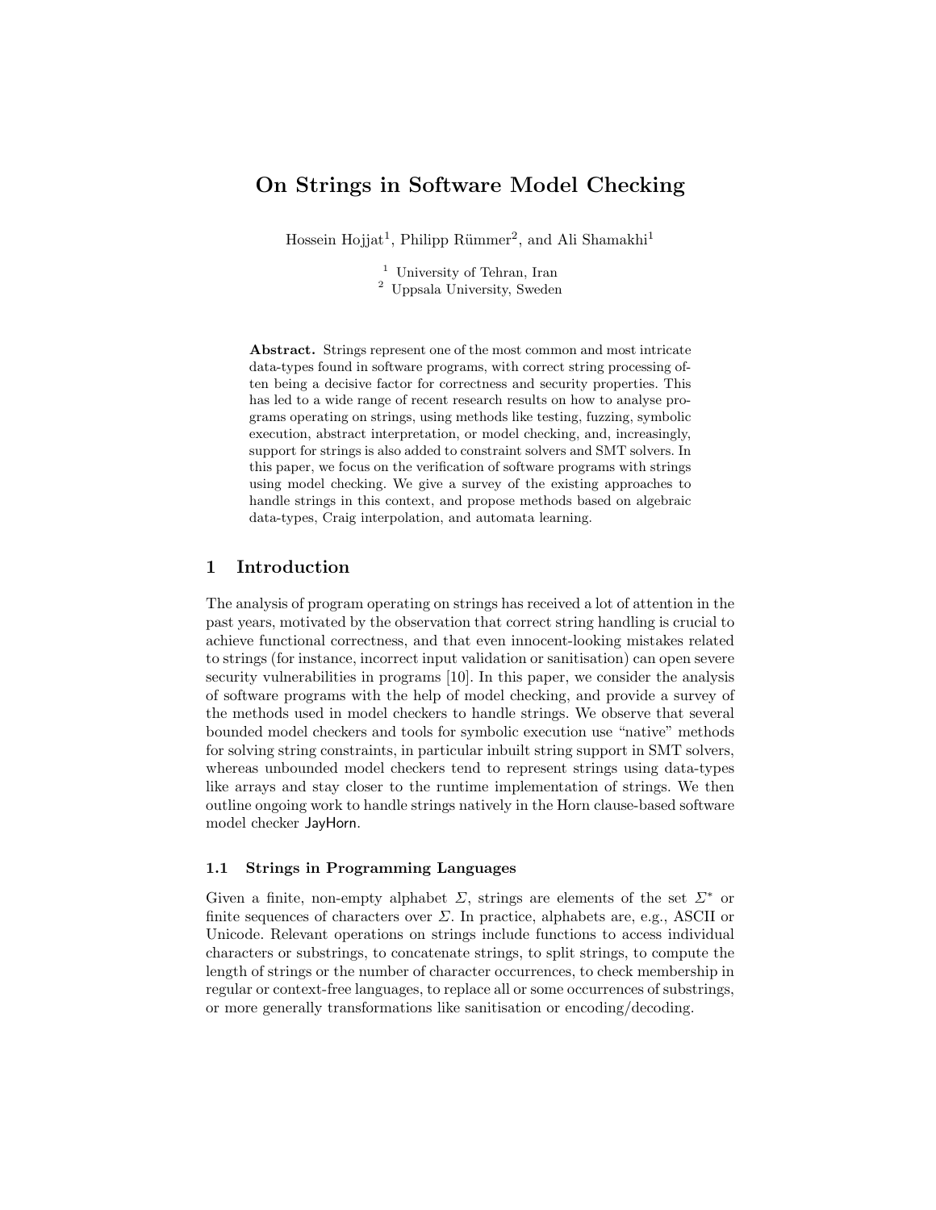# On Strings in Software Model Checking

Hossein Hojjat[1], Philipp Rümmer[2], and Ali Shamakhi[1]

[1] University of Tehran, Iran
[2] Uppsala University, Sweden

**Abstract.** Strings represent one of the most common and most intricate data-types found in software programs, with correct string processing often being a decisive factor for correctness and security properties. This has led to a wide range of recent research results on how to analyse programs operating on strings, using methods like testing, fuzzing, symbolic execution, abstract interpretation, or model checking, and, increasingly, support for strings is also added to constraint solvers and SMT solvers. In this paper, we focus on the verification of software programs with strings using model checking. We give a survey of the existing approaches to handle strings in this context, and propose methods based on algebraic data-types, Craig interpolation, and automata learning.

## 1 Introduction

The analysis of program operating on strings has received a lot of attention in the past years, motivated by the observation that correct string handling is crucial to achieve functional correctness, and that even innocent-looking mistakes related to strings (for instance, incorrect input validation or sanitisation) can open severe security vulnerabilities in programs [10]. In this paper, we consider the analysis of software programs with the help of model checking, and provide a survey of the methods used in model checkers to handle strings. We observe that several bounded model checkers and tools for symbolic execution use "native" methods for solving string constraints, in particular inbuilt string support in SMT solvers, whereas unbounded model checkers tend to represent strings using data-types like arrays and stay closer to the runtime implementation of strings. We then outline ongoing work to handle strings natively in the Horn clause-based software model checker JayHorn.

### 1.1 Strings in Programming Languages

Given a finite, non-empty alphabet $\Sigma$, strings are elements of the set $\Sigma^*$ or finite sequences of characters over $\Sigma$. In practice, alphabets are, e.g., ASCII or Unicode. Relevant operations on strings include functions to access individual characters or substrings, to concatenate strings, to split strings, to compute the length of strings or the number of character occurrences, to check membership in regular or context-free languages, to replace all or some occurrences of substrings, or more generally transformations like sanitisation or encoding/decoding.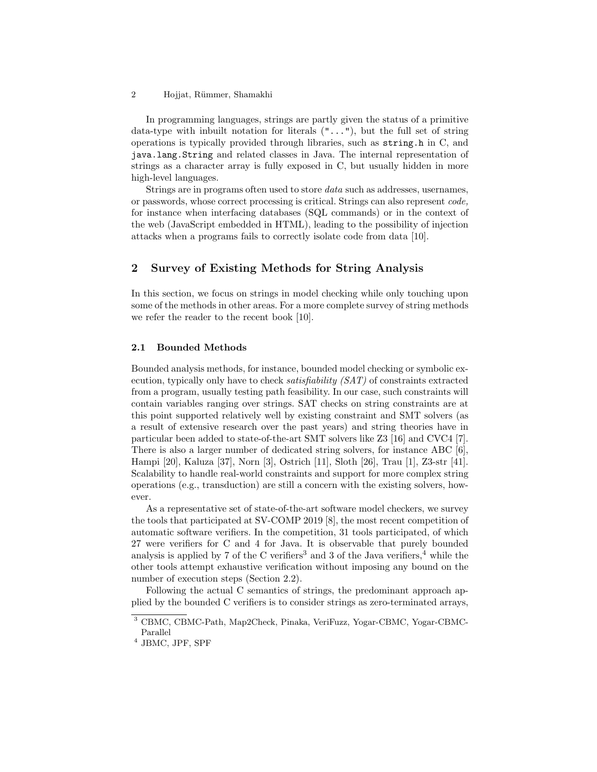In programming languages, strings are partly given the status of a primitive data-type with inbuilt notation for literals (`"..."`), but the full set of string operations is typically provided through libraries, such as `string.h` in C, and `java.lang.String` and related classes in Java. The internal representation of strings as a character array is fully exposed in C, but usually hidden in more high-level languages.

Strings are in programs often used to store *data* such as addresses, usernames, or passwords, whose correct processing is critical. Strings can also represent *code,* for instance when interfacing databases (SQL commands) or in the context of the web (JavaScript embedded in HTML), leading to the possibility of injection attacks when a programs fails to correctly isolate code from data [10].

## 2 Survey of Existing Methods for String Analysis

In this section, we focus on strings in model checking while only touching upon some of the methods in other areas. For a more complete survey of string methods we refer the reader to the recent book [10].

### 2.1 Bounded Methods

Bounded analysis methods, for instance, bounded model checking or symbolic execution, typically only have to check *satisfiability (SAT)* of constraints extracted from a program, usually testing path feasibility. In our case, such constraints will contain variables ranging over strings. SAT checks on string constraints are at this point supported relatively well by existing constraint and SMT solvers (as a result of extensive research over the past years) and string theories have in particular been added to state-of-the-art SMT solvers like Z3 [16] and CVC4 [7]. There is also a larger number of dedicated string solvers, for instance ABC [6], Hampi [20], Kaluza [37], Norn [3], Ostrich [11], Sloth [26], Trau [1], Z3-str [41]. Scalability to handle real-world constraints and support for more complex string operations (e.g., transduction) are still a concern with the existing solvers, however.

As a representative set of state-of-the-art software model checkers, we survey the tools that participated at SV-COMP 2019 [8], the most recent competition of automatic software verifiers. In the competition, 31 tools participated, of which 27 were verifiers for C and 4 for Java. It is observable that purely bounded analysis is applied by 7 of the C verifiers[3] and 3 of the Java verifiers,[4] while the other tools attempt exhaustive verification without imposing any bound on the number of execution steps (Section 2.2).

Following the actual C semantics of strings, the predominant approach applied by the bounded C verifiers is to consider strings as zero-terminated arrays,

[3] CBMC, CBMC-Path, Map2Check, Pinaka, VeriFuzz, Yogar-CBMC, Yogar-CBMC-Parallel

[4] JBMC, JPF, SPF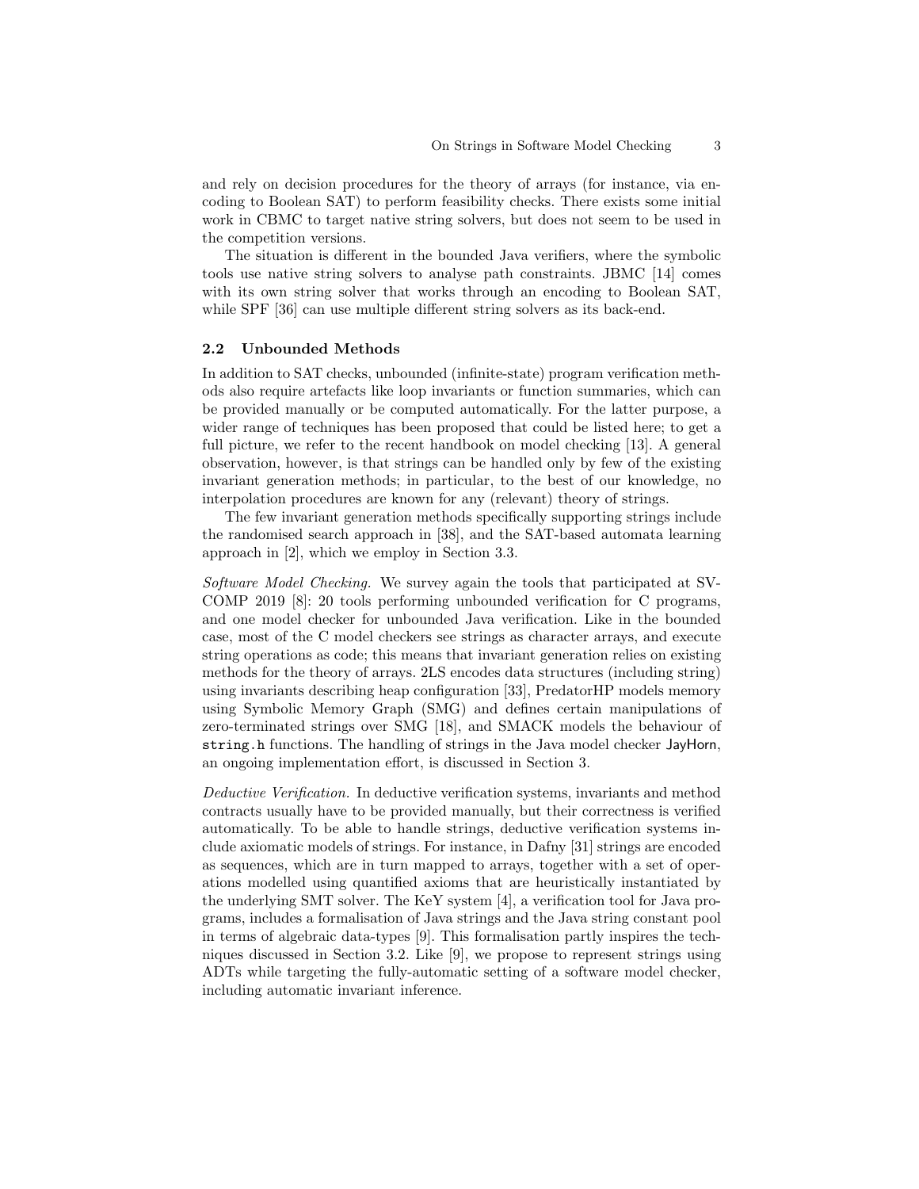and rely on decision procedures for the theory of arrays (for instance, via encoding to Boolean SAT) to perform feasibility checks. There exists some initial work in CBMC to target native string solvers, but does not seem to be used in the competition versions.

The situation is different in the bounded Java verifiers, where the symbolic tools use native string solvers to analyse path constraints. JBMC [14] comes with its own string solver that works through an encoding to Boolean SAT, while SPF [36] can use multiple different string solvers as its back-end.

### 2.2 Unbounded Methods

In addition to SAT checks, unbounded (infinite-state) program verification methods also require artefacts like loop invariants or function summaries, which can be provided manually or be computed automatically. For the latter purpose, a wider range of techniques has been proposed that could be listed here; to get a full picture, we refer to the recent handbook on model checking [13]. A general observation, however, is that strings can be handled only by few of the existing invariant generation methods; in particular, to the best of our knowledge, no interpolation procedures are known for any (relevant) theory of strings.

The few invariant generation methods specifically supporting strings include the randomised search approach in [38], and the SAT-based automata learning approach in [2], which we employ in Section 3.3.

*Software Model Checking.* We survey again the tools that participated at SV-COMP 2019 [8]: 20 tools performing unbounded verification for C programs, and one model checker for unbounded Java verification. Like in the bounded case, most of the C model checkers see strings as character arrays, and execute string operations as code; this means that invariant generation relies on existing methods for the theory of arrays. 2LS encodes data structures (including string) using invariants describing heap configuration [33], PredatorHP models memory using Symbolic Memory Graph (SMG) and defines certain manipulations of zero-terminated strings over SMG [18], and SMACK models the behaviour of `string.h` functions. The handling of strings in the Java model checker JayHorn, an ongoing implementation effort, is discussed in Section 3.

*Deductive Verification.* In deductive verification systems, invariants and method contracts usually have to be provided manually, but their correctness is verified automatically. To be able to handle strings, deductive verification systems include axiomatic models of strings. For instance, in Dafny [31] strings are encoded as sequences, which are in turn mapped to arrays, together with a set of operations modelled using quantified axioms that are heuristically instantiated by the underlying SMT solver. The KeY system [4], a verification tool for Java programs, includes a formalisation of Java strings and the Java string constant pool in terms of algebraic data-types [9]. This formalisation partly inspires the techniques discussed in Section 3.2. Like [9], we propose to represent strings using ADTs while targeting the fully-automatic setting of a software model checker, including automatic invariant inference.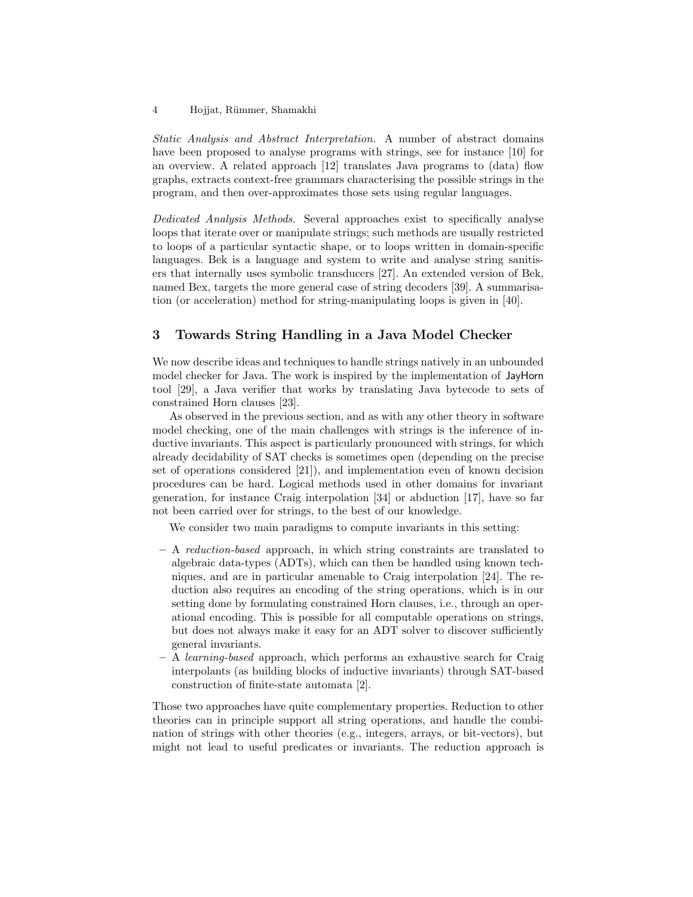*Static Analysis and Abstract Interpretation.* A number of abstract domains have been proposed to analyse programs with strings, see for instance [10] for an overview. A related approach [12] translates Java programs to (data) flow graphs, extracts context-free grammars characterising the possible strings in the program, and then over-approximates those sets using regular languages.

*Dedicated Analysis Methods.* Several approaches exist to specifically analyse loops that iterate over or manipulate strings; such methods are usually restricted to loops of a particular syntactic shape, or to loops written in domain-specific languages. Bek is a language and system to write and analyse string sanitisers that internally uses symbolic transducers [27]. An extended version of Bek, named Bex, targets the more general case of string decoders [39]. A summarisation (or acceleration) method for string-manipulating loops is given in [40].

## 3 Towards String Handling in a Java Model Checker

We now describe ideas and techniques to handle strings natively in an unbounded model checker for Java. The work is inspired by the implementation of JayHorn tool [29], a Java verifier that works by translating Java bytecode to sets of constrained Horn clauses [23].

As observed in the previous section, and as with any other theory in software model checking, one of the main challenges with strings is the inference of inductive invariants. This aspect is particularly pronounced with strings, for which already decidability of SAT checks is sometimes open (depending on the precise set of operations considered [21]), and implementation even of known decision procedures can be hard. Logical methods used in other domains for invariant generation, for instance Craig interpolation [34] or abduction [17], have so far not been carried over for strings, to the best of our knowledge.

We consider two main paradigms to compute invariants in this setting:

- A *reduction-based* approach, in which string constraints are translated to algebraic data-types (ADTs), which can then be handled using known techniques, and are in particular amenable to Craig interpolation [24]. The reduction also requires an encoding of the string operations, which is in our setting done by formulating constrained Horn clauses, i.e., through an operational encoding. This is possible for all computable operations on strings, but does not always make it easy for an ADT solver to discover sufficiently general invariants.
- A *learning-based* approach, which performs an exhaustive search for Craig interpolants (as building blocks of inductive invariants) through SAT-based construction of finite-state automata [2].

Those two approaches have quite complementary properties. Reduction to other theories can in principle support all string operations, and handle the combination of strings with other theories (e.g., integers, arrays, or bit-vectors), but might not lead to useful predicates or invariants. The reduction approach is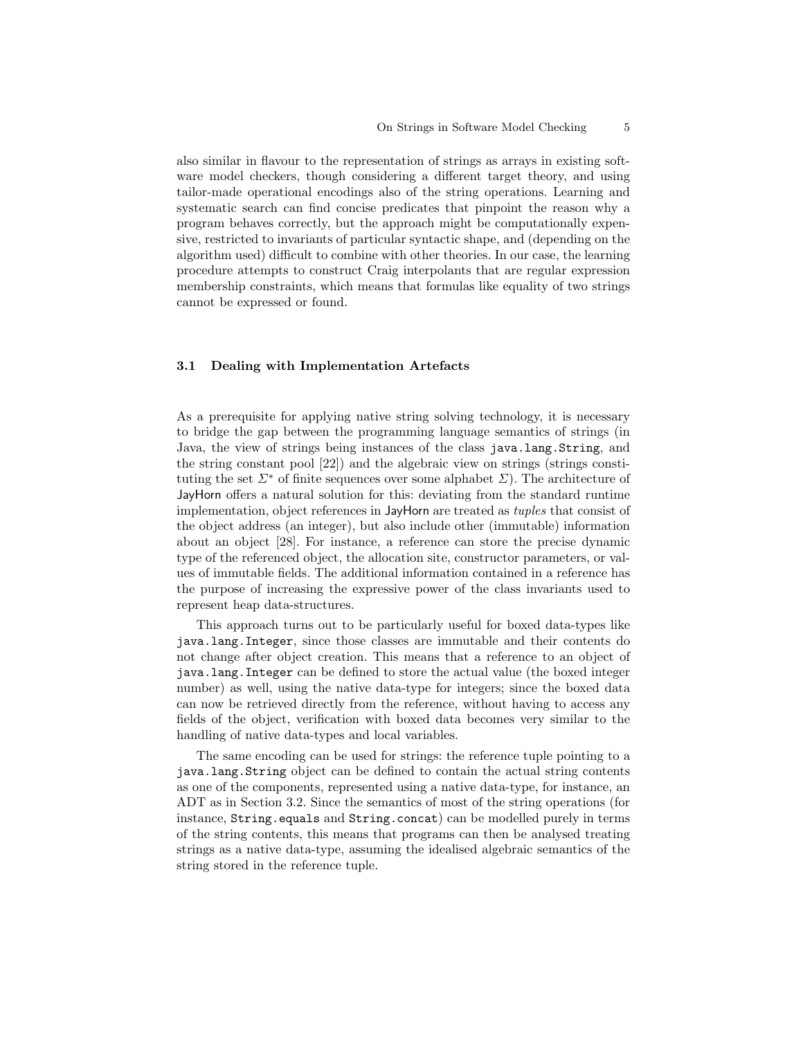also similar in flavour to the representation of strings as arrays in existing software model checkers, though considering a different target theory, and using tailor-made operational encodings also of the string operations. Learning and systematic search can find concise predicates that pinpoint the reason why a program behaves correctly, but the approach might be computationally expensive, restricted to invariants of particular syntactic shape, and (depending on the algorithm used) difficult to combine with other theories. In our case, the learning procedure attempts to construct Craig interpolants that are regular expression membership constraints, which means that formulas like equality of two strings cannot be expressed or found.

### 3.1 Dealing with Implementation Artefacts

As a prerequisite for applying native string solving technology, it is necessary to bridge the gap between the programming language semantics of strings (in Java, the view of strings being instances of the class `java.lang.String`, and the string constant pool [22]) and the algebraic view on strings (strings constituting the set $\Sigma^*$ of finite sequences over some alphabet $\Sigma$). The architecture of JayHorn offers a natural solution for this: deviating from the standard runtime implementation, object references in JayHorn are treated as *tuples* that consist of the object address (an integer), but also include other (immutable) information about an object [28]. For instance, a reference can store the precise dynamic type of the referenced object, the allocation site, constructor parameters, or values of immutable fields. The additional information contained in a reference has the purpose of increasing the expressive power of the class invariants used to represent heap data-structures.

This approach turns out to be particularly useful for boxed data-types like `java.lang.Integer`, since those classes are immutable and their contents do not change after object creation. This means that a reference to an object of `java.lang.Integer` can be defined to store the actual value (the boxed integer number) as well, using the native data-type for integers; since the boxed data can now be retrieved directly from the reference, without having to access any fields of the object, verification with boxed data becomes very similar to the handling of native data-types and local variables.

The same encoding can be used for strings: the reference tuple pointing to a `java.lang.String` object can be defined to contain the actual string contents as one of the components, represented using a native data-type, for instance, an ADT as in Section 3.2. Since the semantics of most of the string operations (for instance, `String.equals` and `String.concat`) can be modelled purely in terms of the string contents, this means that programs can then be analysed treating strings as a native data-type, assuming the idealised algebraic semantics of the string stored in the reference tuple.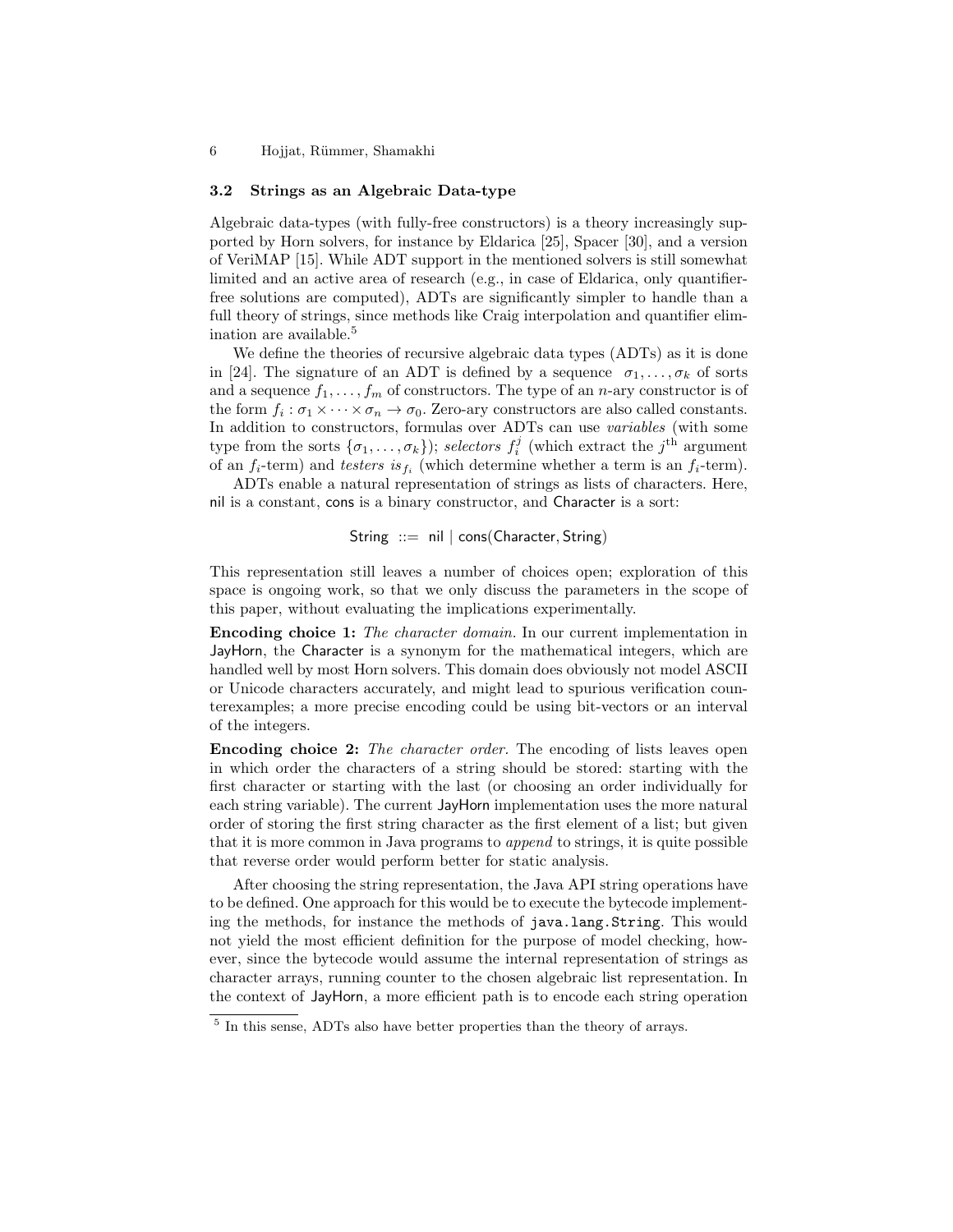### 3.2 Strings as an Algebraic Data-type

Algebraic data-types (with fully-free constructors) is a theory increasingly supported by Horn solvers, for instance by Eldarica [25], Spacer [30], and a version of VeriMAP [15]. While ADT support in the mentioned solvers is still somewhat limited and an active area of research (e.g., in case of Eldarica, only quantifier-free solutions are computed), ADTs are significantly simpler to handle than a full theory of strings, since methods like Craig interpolation and quantifier elimination are available.[5]

We define the theories of recursive algebraic data types (ADTs) as it is done in [24]. The signature of an ADT is defined by a sequence $\sigma_1, \ldots, \sigma_k$ of sorts and a sequence $f_1, \ldots, f_m$ of constructors. The type of an $n$-ary constructor is of the form $f_i : \sigma_1 \times \cdots \times \sigma_n \to \sigma_0$. Zero-ary constructors are also called constants. In addition to constructors, formulas over ADTs can use *variables* (with some type from the sorts $\{\sigma_1, \ldots, \sigma_k\}$); *selectors* $f_i^j$ (which extract the $j^{\text{th}}$ argument of an $f_i$-term) and *testers* $is_{f_i}$ (which determine whether a term is an $f_i$-term).

ADTs enable a natural representation of strings as lists of characters. Here, nil is a constant, cons is a binary constructor, and Character is a sort:

$$\mathsf{String} \ ::= \ \mathsf{nil} \mid \mathsf{cons}(\mathsf{Character}, \mathsf{String})$$

This representation still leaves a number of choices open; exploration of this space is ongoing work, so that we only discuss the parameters in the scope of this paper, without evaluating the implications experimentally.

**Encoding choice 1:** *The character domain.* In our current implementation in JayHorn, the Character is a synonym for the mathematical integers, which are handled well by most Horn solvers. This domain does obviously not model ASCII or Unicode characters accurately, and might lead to spurious verification counterexamples; a more precise encoding could be using bit-vectors or an interval of the integers.

**Encoding choice 2:** *The character order.* The encoding of lists leaves open in which order the characters of a string should be stored: starting with the first character or starting with the last (or choosing an order individually for each string variable). The current JayHorn implementation uses the more natural order of storing the first string character as the first element of a list; but given that it is more common in Java programs to *append* to strings, it is quite possible that reverse order would perform better for static analysis.

After choosing the string representation, the Java API string operations have to be defined. One approach for this would be to execute the bytecode implementing the methods, for instance the methods of `java.lang.String`. This would not yield the most efficient definition for the purpose of model checking, however, since the bytecode would assume the internal representation of strings as character arrays, running counter to the chosen algebraic list representation. In the context of JayHorn, a more efficient path is to encode each string operation

[5] In this sense, ADTs also have better properties than the theory of arrays.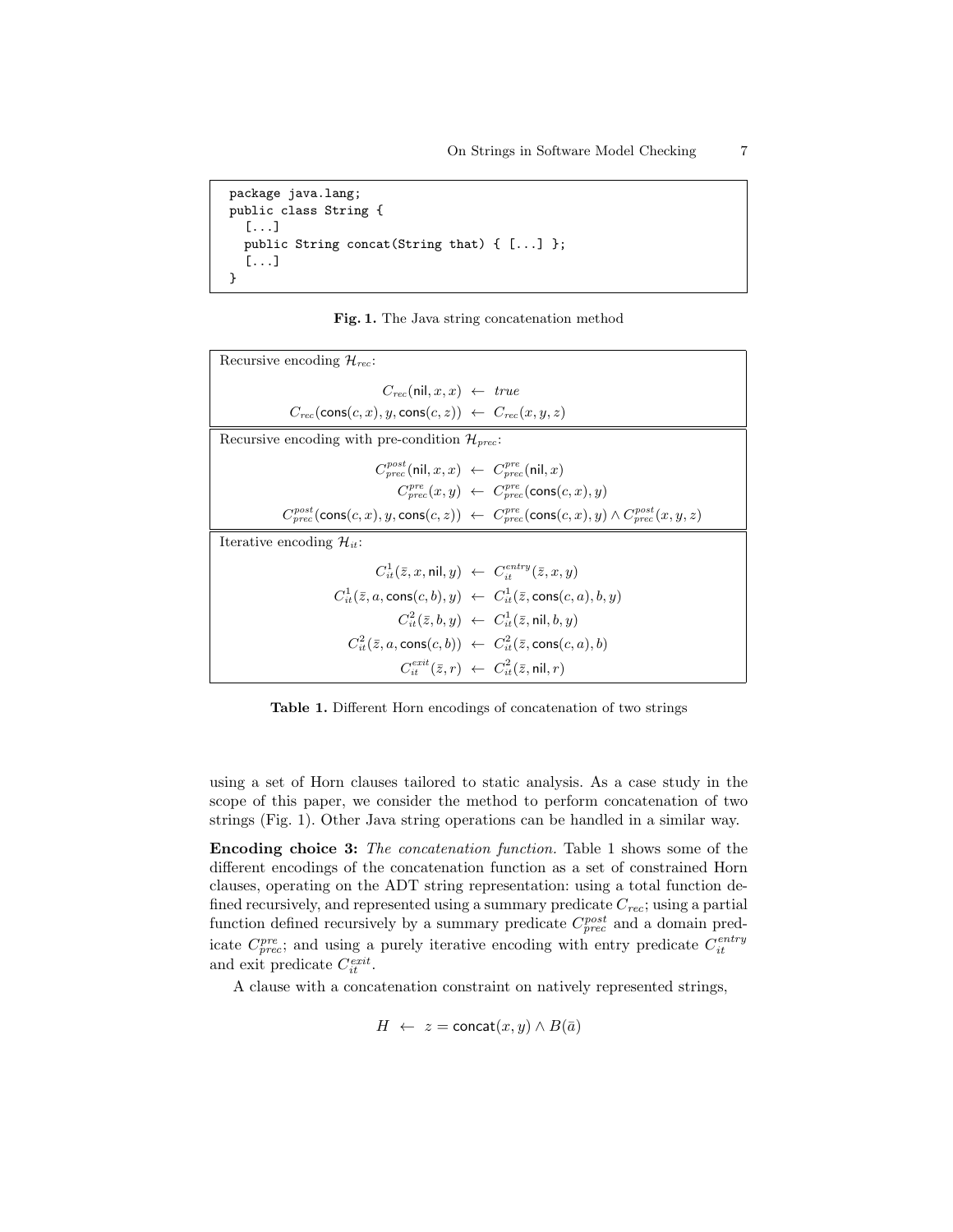```
package java.lang;
public class String {
  [...]
  public String concat(String that) { [...] };
  [...]
}
```

**Fig. 1.** The Java string concatenation method

Recursive encoding $\mathcal{H}_{rec}$:

$$C_{rec}(\mathsf{nil}, x, x) \leftarrow true$$
$$C_{rec}(\mathsf{cons}(c, x), y, \mathsf{cons}(c, z)) \leftarrow C_{rec}(x, y, z)$$

Recursive encoding with pre-condition $\mathcal{H}_{prec}$:

$$C^{post}_{prec}(\mathsf{nil}, x, x) \leftarrow C^{pre}_{prec}(\mathsf{nil}, x)$$
$$C^{pre}_{prec}(x, y) \leftarrow C^{pre}_{prec}(\mathsf{cons}(c, x), y)$$
$$C^{post}_{prec}(\mathsf{cons}(c, x), y, \mathsf{cons}(c, z)) \leftarrow C^{pre}_{prec}(\mathsf{cons}(c, x), y) \wedge C^{post}_{prec}(x, y, z)$$

Iterative encoding $\mathcal{H}_{it}$:

$$C^{1}_{it}(\bar{z}, x, \mathsf{nil}, y) \leftarrow C^{entry}_{it}(\bar{z}, x, y)$$
$$C^{1}_{it}(\bar{z}, a, \mathsf{cons}(c, b), y) \leftarrow C^{1}_{it}(\bar{z}, \mathsf{cons}(c, a), b, y)$$
$$C^{2}_{it}(\bar{z}, b, y) \leftarrow C^{1}_{it}(\bar{z}, \mathsf{nil}, b, y)$$
$$C^{2}_{it}(\bar{z}, a, \mathsf{cons}(c, b)) \leftarrow C^{2}_{it}(\bar{z}, \mathsf{cons}(c, a), b)$$
$$C^{exit}_{it}(\bar{z}, r) \leftarrow C^{2}_{it}(\bar{z}, \mathsf{nil}, r)$$

**Table 1.** Different Horn encodings of concatenation of two strings

using a set of Horn clauses tailored to static analysis. As a case study in the scope of this paper, we consider the method to perform concatenation of two strings (Fig. 1). Other Java string operations can be handled in a similar way.

**Encoding choice 3:** *The concatenation function.* Table 1 shows some of the different encodings of the concatenation function as a set of constrained Horn clauses, operating on the ADT string representation: using a total function defined recursively, and represented using a summary predicate $C_{rec}$; using a partial function defined recursively by a summary predicate $C^{post}_{prec}$ and a domain predicate $C^{pre}_{prec}$; and using a purely iterative encoding with entry predicate $C^{entry}_{it}$ and exit predicate $C^{exit}_{it}$.

A clause with a concatenation constraint on natively represented strings,

$$H \leftarrow z = \mathsf{concat}(x, y) \wedge B(\bar{a})$$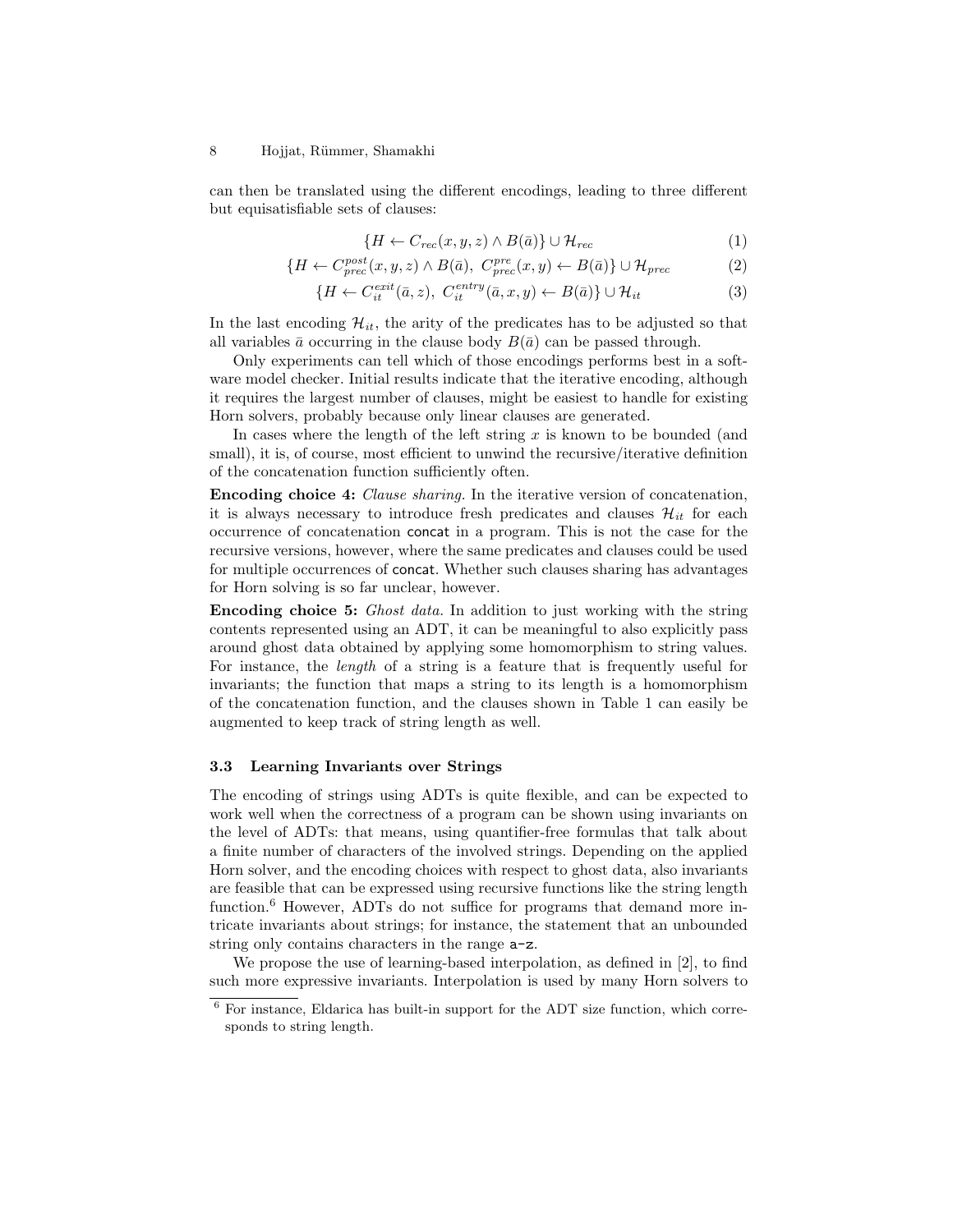can then be translated using the different encodings, leading to three different but equisatisfiable sets of clauses:

$$\{H \leftarrow C_{rec}(x, y, z) \wedge B(\bar{a})\} \cup \mathcal{H}_{rec} \tag{1}$$

$$\{H \leftarrow C^{post}_{prec}(x, y, z) \wedge B(\bar{a}),\ C^{pre}_{prec}(x, y) \leftarrow B(\bar{a})\} \cup \mathcal{H}_{prec} \tag{2}$$

$$\{H \leftarrow C^{exit}_{it}(\bar{a}, z),\ C^{entry}_{it}(\bar{a}, x, y) \leftarrow B(\bar{a})\} \cup \mathcal{H}_{it} \tag{3}$$

In the last encoding $\mathcal{H}_{it}$, the arity of the predicates has to be adjusted so that all variables $\bar{a}$ occurring in the clause body $B(\bar{a})$ can be passed through.

Only experiments can tell which of those encodings performs best in a software model checker. Initial results indicate that the iterative encoding, although it requires the largest number of clauses, might be easiest to handle for existing Horn solvers, probably because only linear clauses are generated.

In cases where the length of the left string $x$ is known to be bounded (and small), it is, of course, most efficient to unwind the recursive/iterative definition of the concatenation function sufficiently often.

**Encoding choice 4:** *Clause sharing.* In the iterative version of concatenation, it is always necessary to introduce fresh predicates and clauses $\mathcal{H}_{it}$ for each occurrence of concatenation concat in a program. This is not the case for the recursive versions, however, where the same predicates and clauses could be used for multiple occurrences of concat. Whether such clauses sharing has advantages for Horn solving is so far unclear, however.

**Encoding choice 5:** *Ghost data.* In addition to just working with the string contents represented using an ADT, it can be meaningful to also explicitly pass around ghost data obtained by applying some homomorphism to string values. For instance, the *length* of a string is a feature that is frequently useful for invariants; the function that maps a string to its length is a homomorphism of the concatenation function, and the clauses shown in Table 1 can easily be augmented to keep track of string length as well.

### 3.3 Learning Invariants over Strings

The encoding of strings using ADTs is quite flexible, and can be expected to work well when the correctness of a program can be shown using invariants on the level of ADTs: that means, using quantifier-free formulas that talk about a finite number of characters of the involved strings. Depending on the applied Horn solver, and the encoding choices with respect to ghost data, also invariants are feasible that can be expressed using recursive functions like the string length function.[6] However, ADTs do not suffice for programs that demand more intricate invariants about strings; for instance, the statement that an unbounded string only contains characters in the range a-z.

We propose the use of learning-based interpolation, as defined in [2], to find such more expressive invariants. Interpolation is used by many Horn solvers to

[6] For instance, Eldarica has built-in support for the ADT size function, which corresponds to string length.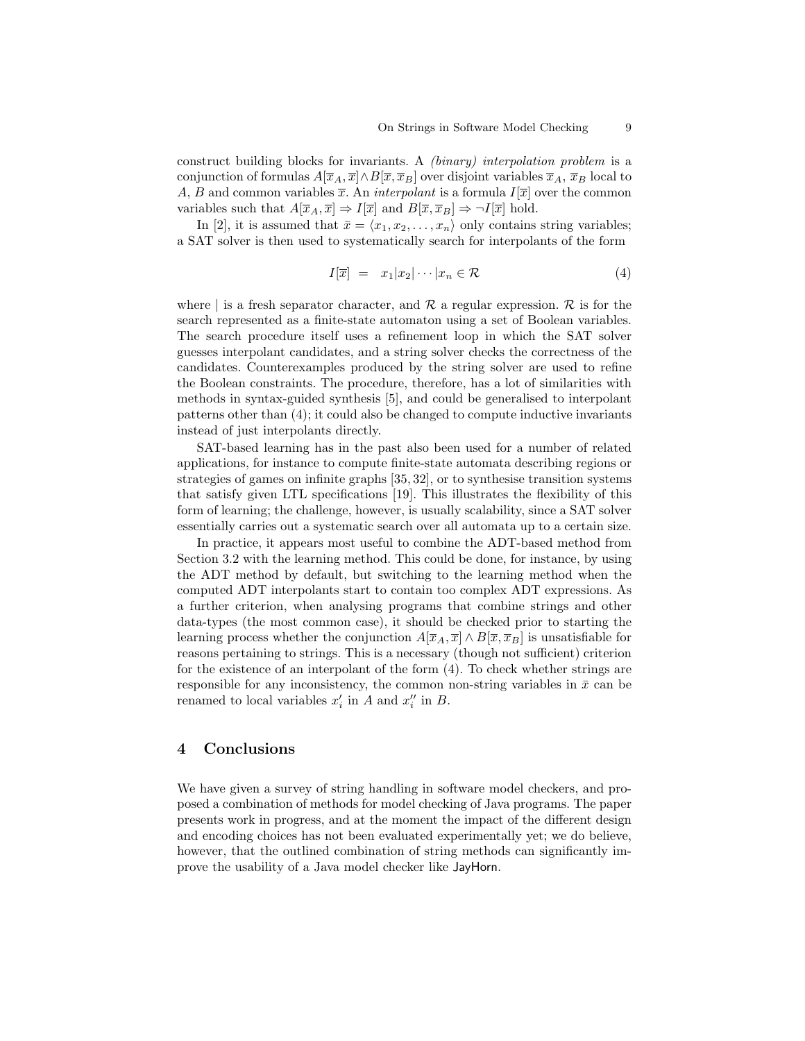construct building blocks for invariants. A *(binary) interpolation problem* is a conjunction of formulas $A[\overline{x}_A, \overline{x}] \wedge B[\overline{x}, \overline{x}_B]$ over disjoint variables $\overline{x}_A$, $\overline{x}_B$ local to $A$, $B$ and common variables $\overline{x}$. An *interpolant* is a formula $I[\overline{x}]$ over the common variables such that $A[\overline{x}_A, \overline{x}] \Rightarrow I[\overline{x}]$ and $B[\overline{x}, \overline{x}_B] \Rightarrow \neg I[\overline{x}]$ hold.

In [2], it is assumed that $\bar{x} = \langle x_1, x_2, \ldots, x_n \rangle$ only contains string variables; a SAT solver is then used to systematically search for interpolants of the form

$$I[\overline{x}] \quad = \quad x_1 | x_2 | \cdots | x_n \in \mathcal{R} \tag{4}$$

where $|$ is a fresh separator character, and $\mathcal{R}$ a regular expression. $\mathcal{R}$ is for the search represented as a finite-state automaton using a set of Boolean variables. The search procedure itself uses a refinement loop in which the SAT solver guesses interpolant candidates, and a string solver checks the correctness of the candidates. Counterexamples produced by the string solver are used to refine the Boolean constraints. The procedure, therefore, has a lot of similarities with methods in syntax-guided synthesis [5], and could be generalised to interpolant patterns other than (4); it could also be changed to compute inductive invariants instead of just interpolants directly.

SAT-based learning has in the past also been used for a number of related applications, for instance to compute finite-state automata describing regions or strategies of games on infinite graphs [35, 32], or to synthesise transition systems that satisfy given LTL specifications [19]. This illustrates the flexibility of this form of learning; the challenge, however, is usually scalability, since a SAT solver essentially carries out a systematic search over all automata up to a certain size.

In practice, it appears most useful to combine the ADT-based method from Section 3.2 with the learning method. This could be done, for instance, by using the ADT method by default, but switching to the learning method when the computed ADT interpolants start to contain too complex ADT expressions. As a further criterion, when analysing programs that combine strings and other data-types (the most common case), it should be checked prior to starting the learning process whether the conjunction $A[\overline{x}_A, \overline{x}] \wedge B[\overline{x}, \overline{x}_B]$ is unsatisfiable for reasons pertaining to strings. This is a necessary (though not sufficient) criterion for the existence of an interpolant of the form (4). To check whether strings are responsible for any inconsistency, the common non-string variables in $\bar{x}$ can be renamed to local variables $x_i'$ in $A$ and $x_i''$ in $B$.

## 4 Conclusions

We have given a survey of string handling in software model checkers, and proposed a combination of methods for model checking of Java programs. The paper presents work in progress, and at the moment the impact of the different design and encoding choices has not been evaluated experimentally yet; we do believe, however, that the outlined combination of string methods can significantly improve the usability of a Java model checker like JayHorn.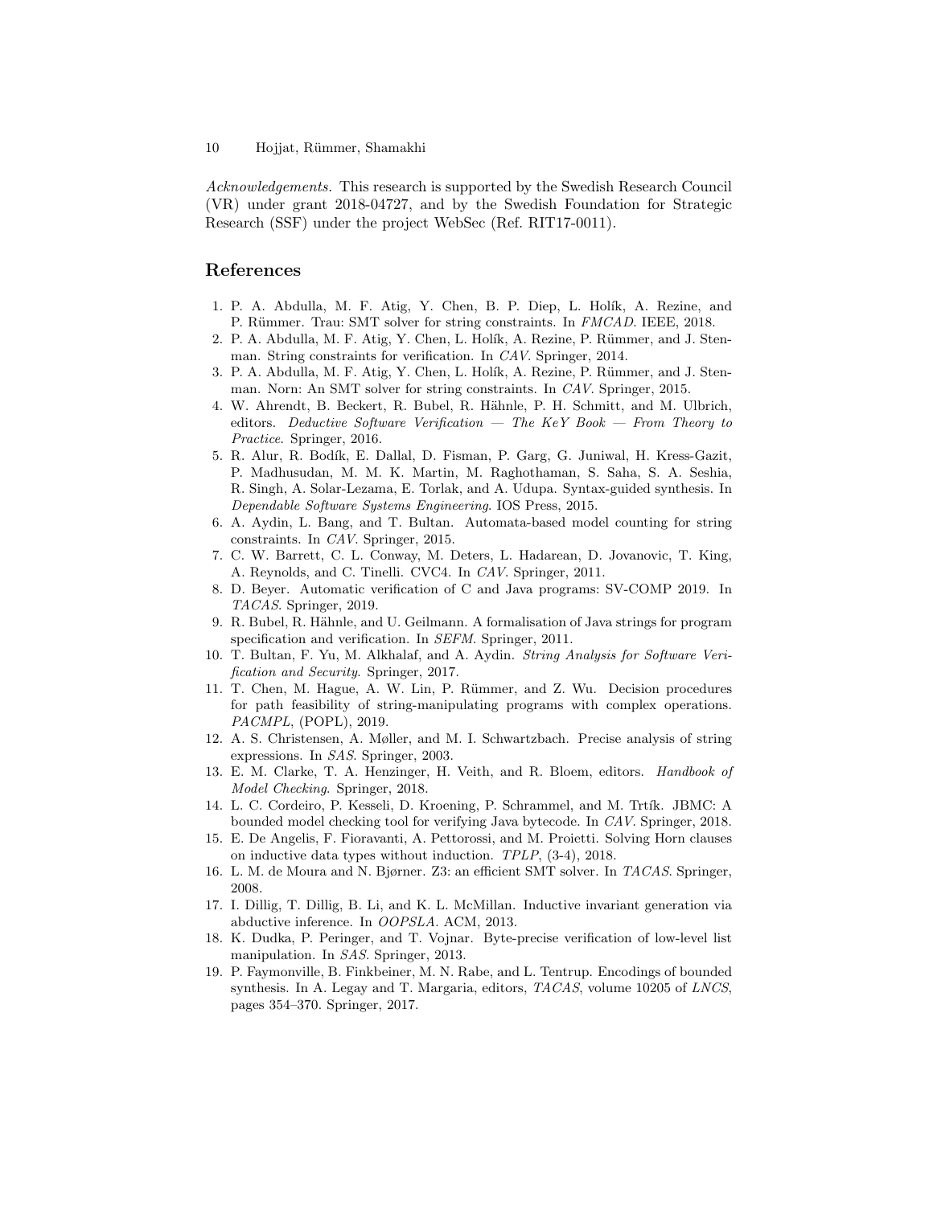*Acknowledgements.* This research is supported by the Swedish Research Council (VR) under grant 2018-04727, and by the Swedish Foundation for Strategic Research (SSF) under the project WebSec (Ref. RIT17-0011).

## References

1. P. A. Abdulla, M. F. Atig, Y. Chen, B. P. Diep, L. Holík, A. Rezine, and P. Rümmer. Trau: SMT solver for string constraints. In *FMCAD*. IEEE, 2018.
2. P. A. Abdulla, M. F. Atig, Y. Chen, L. Holík, A. Rezine, P. Rümmer, and J. Stenman. String constraints for verification. In *CAV*. Springer, 2014.
3. P. A. Abdulla, M. F. Atig, Y. Chen, L. Holík, A. Rezine, P. Rümmer, and J. Stenman. Norn: An SMT solver for string constraints. In *CAV*. Springer, 2015.
4. W. Ahrendt, B. Beckert, R. Bubel, R. Hähnle, P. H. Schmitt, and M. Ulbrich, editors. *Deductive Software Verification — The KeY Book — From Theory to Practice*. Springer, 2016.
5. R. Alur, R. Bodík, E. Dallal, D. Fisman, P. Garg, G. Juniwal, H. Kress-Gazit, P. Madhusudan, M. M. K. Martin, M. Raghothaman, S. Saha, S. A. Seshia, R. Singh, A. Solar-Lezama, E. Torlak, and A. Udupa. Syntax-guided synthesis. In *Dependable Software Systems Engineering*. IOS Press, 2015.
6. A. Aydin, L. Bang, and T. Bultan. Automata-based model counting for string constraints. In *CAV*. Springer, 2015.
7. C. W. Barrett, C. L. Conway, M. Deters, L. Hadarean, D. Jovanovic, T. King, A. Reynolds, and C. Tinelli. CVC4. In *CAV*. Springer, 2011.
8. D. Beyer. Automatic verification of C and Java programs: SV-COMP 2019. In *TACAS*. Springer, 2019.
9. R. Bubel, R. Hähnle, and U. Geilmann. A formalisation of Java strings for program specification and verification. In *SEFM*. Springer, 2011.
10. T. Bultan, F. Yu, M. Alkhalaf, and A. Aydin. *String Analysis for Software Verification and Security*. Springer, 2017.
11. T. Chen, M. Hague, A. W. Lin, P. Rümmer, and Z. Wu. Decision procedures for path feasibility of string-manipulating programs with complex operations. *PACMPL*, (POPL), 2019.
12. A. S. Christensen, A. Møller, and M. I. Schwartzbach. Precise analysis of string expressions. In *SAS*. Springer, 2003.
13. E. M. Clarke, T. A. Henzinger, H. Veith, and R. Bloem, editors. *Handbook of Model Checking*. Springer, 2018.
14. L. C. Cordeiro, P. Kesseli, D. Kroening, P. Schrammel, and M. Trtík. JBMC: A bounded model checking tool for verifying Java bytecode. In *CAV*. Springer, 2018.
15. E. De Angelis, F. Fioravanti, A. Pettorossi, and M. Proietti. Solving Horn clauses on inductive data types without induction. *TPLP*, (3-4), 2018.
16. L. M. de Moura and N. Bjørner. Z3: an efficient SMT solver. In *TACAS*. Springer, 2008.
17. I. Dillig, T. Dillig, B. Li, and K. L. McMillan. Inductive invariant generation via abductive inference. In *OOPSLA*. ACM, 2013.
18. K. Dudka, P. Peringer, and T. Vojnar. Byte-precise verification of low-level list manipulation. In *SAS*. Springer, 2013.
19. P. Faymonville, B. Finkbeiner, M. N. Rabe, and L. Tentrup. Encodings of bounded synthesis. In A. Legay and T. Margaria, editors, *TACAS*, volume 10205 of *LNCS*, pages 354–370. Springer, 2017.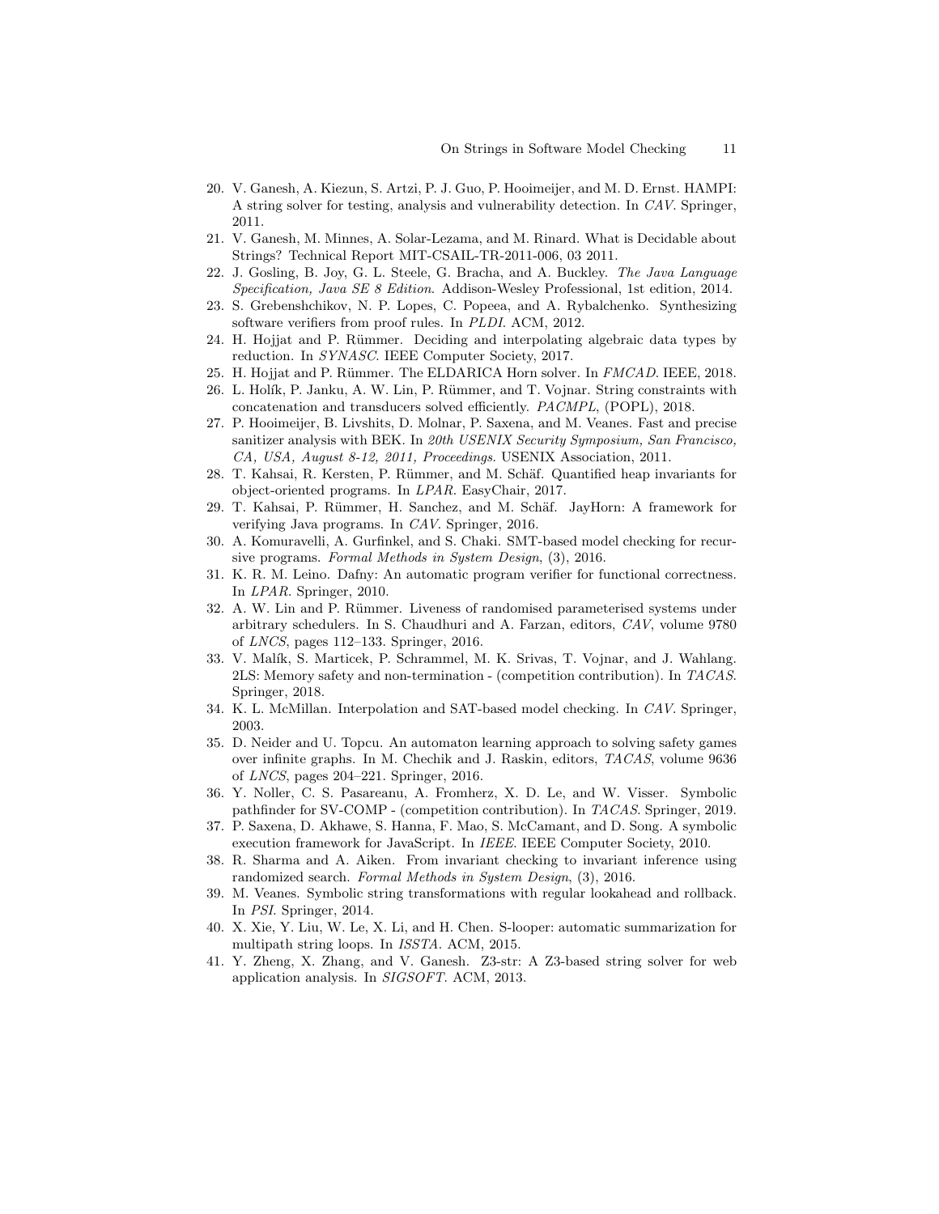20. V. Ganesh, A. Kiezun, S. Artzi, P. J. Guo, P. Hooimeijer, and M. D. Ernst. HAMPI: A string solver for testing, analysis and vulnerability detection. In *CAV*. Springer, 2011.
21. V. Ganesh, M. Minnes, A. Solar-Lezama, and M. Rinard. What is Decidable about Strings? Technical Report MIT-CSAIL-TR-2011-006, 03 2011.
22. J. Gosling, B. Joy, G. L. Steele, G. Bracha, and A. Buckley. *The Java Language Specification, Java SE 8 Edition*. Addison-Wesley Professional, 1st edition, 2014.
23. S. Grebenshchikov, N. P. Lopes, C. Popeea, and A. Rybalchenko. Synthesizing software verifiers from proof rules. In *PLDI*. ACM, 2012.
24. H. Hojjat and P. Rümmer. Deciding and interpolating algebraic data types by reduction. In *SYNASC*. IEEE Computer Society, 2017.
25. H. Hojjat and P. Rümmer. The ELDARICA Horn solver. In *FMCAD*. IEEE, 2018.
26. L. Holík, P. Janku, A. W. Lin, P. Rümmer, and T. Vojnar. String constraints with concatenation and transducers solved efficiently. *PACMPL*, (POPL), 2018.
27. P. Hooimeijer, B. Livshits, D. Molnar, P. Saxena, and M. Veanes. Fast and precise sanitizer analysis with BEK. In *20th USENIX Security Symposium, San Francisco, CA, USA, August 8-12, 2011, Proceedings*. USENIX Association, 2011.
28. T. Kahsai, R. Kersten, P. Rümmer, and M. Schäf. Quantified heap invariants for object-oriented programs. In *LPAR*. EasyChair, 2017.
29. T. Kahsai, P. Rümmer, H. Sanchez, and M. Schäf. JayHorn: A framework for verifying Java programs. In *CAV*. Springer, 2016.
30. A. Komuravelli, A. Gurfinkel, and S. Chaki. SMT-based model checking for recursive programs. *Formal Methods in System Design*, (3), 2016.
31. K. R. M. Leino. Dafny: An automatic program verifier for functional correctness. In *LPAR*. Springer, 2010.
32. A. W. Lin and P. Rümmer. Liveness of randomised parameterised systems under arbitrary schedulers. In S. Chaudhuri and A. Farzan, editors, *CAV*, volume 9780 of *LNCS*, pages 112–133. Springer, 2016.
33. V. Malík, S. Marticek, P. Schrammel, M. K. Srivas, T. Vojnar, and J. Wahlang. 2LS: Memory safety and non-termination - (competition contribution). In *TACAS*. Springer, 2018.
34. K. L. McMillan. Interpolation and SAT-based model checking. In *CAV*. Springer, 2003.
35. D. Neider and U. Topcu. An automaton learning approach to solving safety games over infinite graphs. In M. Chechik and J. Raskin, editors, *TACAS*, volume 9636 of *LNCS*, pages 204–221. Springer, 2016.
36. Y. Noller, C. S. Pasareanu, A. Fromherz, X. D. Le, and W. Visser. Symbolic pathfinder for SV-COMP - (competition contribution). In *TACAS*. Springer, 2019.
37. P. Saxena, D. Akhawe, S. Hanna, F. Mao, S. McCamant, and D. Song. A symbolic execution framework for JavaScript. In *IEEE*. IEEE Computer Society, 2010.
38. R. Sharma and A. Aiken. From invariant checking to invariant inference using randomized search. *Formal Methods in System Design*, (3), 2016.
39. M. Veanes. Symbolic string transformations with regular lookahead and rollback. In *PSI*. Springer, 2014.
40. X. Xie, Y. Liu, W. Le, X. Li, and H. Chen. S-looper: automatic summarization for multipath string loops. In *ISSTA*. ACM, 2015.
41. Y. Zheng, X. Zhang, and V. Ganesh. Z3-str: A Z3-based string solver for web application analysis. In *SIGSOFT*. ACM, 2013.